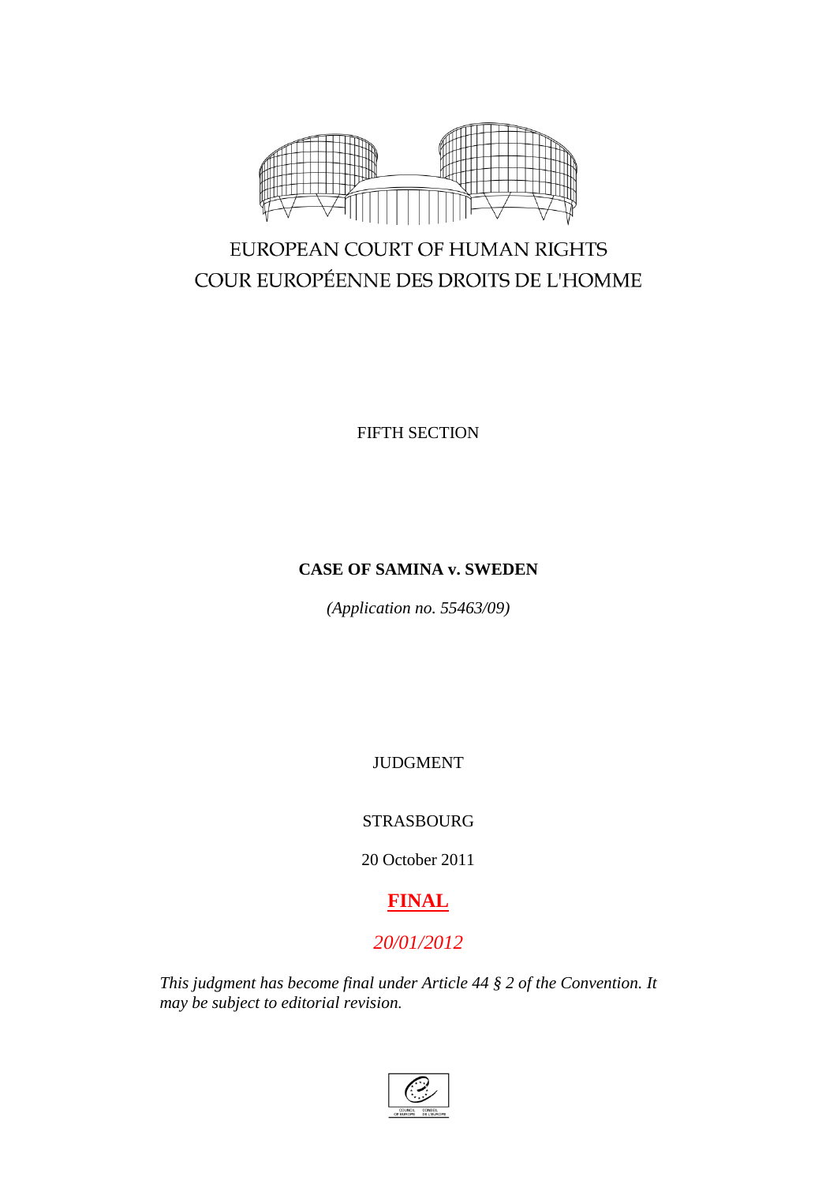EUROPEAN COURT OF HUMAN RIGHTS

COUR EUROPÉENNE DES DROITS DE L'HOMME

FIFTH SECTION

**CASE OF SAMINA v. SWEDEN**

*(Application no. 55463/09)*

JUDGMENT

STRASBOURG

20 October 2011

**FINAL**

*20/01/2012*

*This judgment has become final under Article 44 § 2 of the Convention. It may be subject to editorial revision.*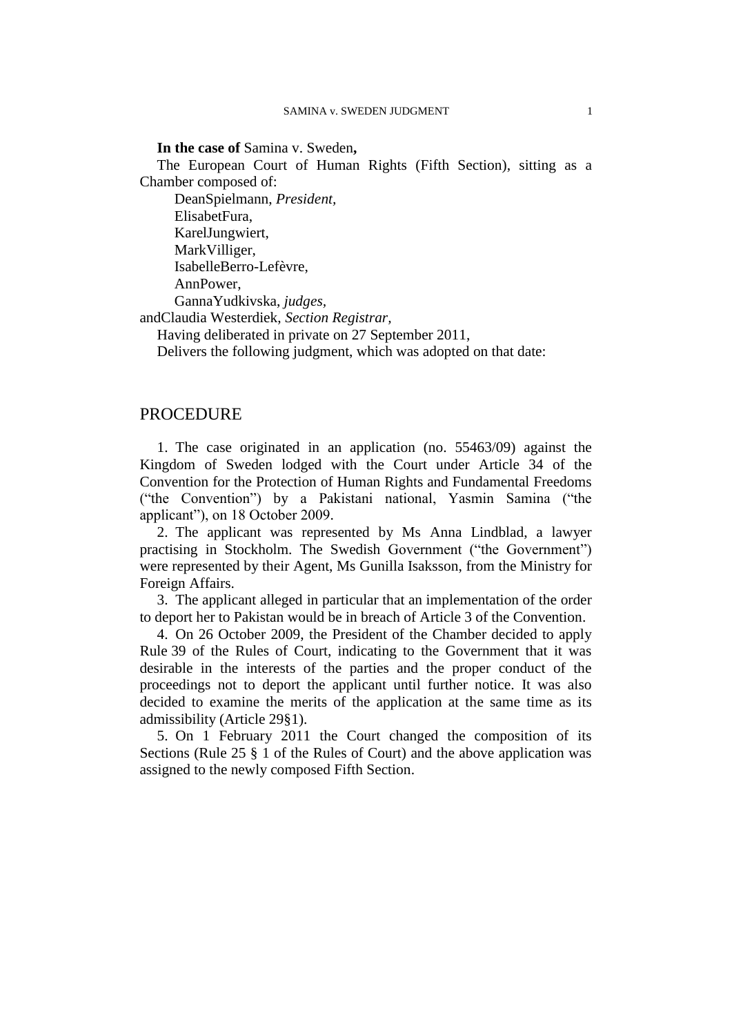**In the case of** Samina v. Sweden**,**

The European Court of Human Rights (Fifth Section), sitting as a Chamber composed of:

DeanSpielmann, *President,*
ElisabetFura,
KarelJungwiert,
MarkVilliger,
IsabelleBerro-Lefèvre,
AnnPower,
GannaYudkivska, *judges,*
andClaudia Westerdiek, *Section Registrar,*

Having deliberated in private on 27 September 2011,

Delivers the following judgment, which was adopted on that date:

# PROCEDURE

1. The case originated in an application (no. 55463/09) against the Kingdom of Sweden lodged with the Court under Article 34 of the Convention for the Protection of Human Rights and Fundamental Freedoms ("the Convention") by a Pakistani national, Yasmin Samina ("the applicant"), on 18 October 2009.

2. The applicant was represented by Ms Anna Lindblad, a lawyer practising in Stockholm. The Swedish Government ("the Government") were represented by their Agent, Ms Gunilla Isaksson, from the Ministry for Foreign Affairs.

3. The applicant alleged in particular that an implementation of the order to deport her to Pakistan would be in breach of Article 3 of the Convention.

4. On 26 October 2009, the President of the Chamber decided to apply Rule 39 of the Rules of Court, indicating to the Government that it was desirable in the interests of the parties and the proper conduct of the proceedings not to deport the applicant until further notice. It was also decided to examine the merits of the application at the same time as its admissibility (Article 29§1).

5. On 1 February 2011 the Court changed the composition of its Sections (Rule 25 § 1 of the Rules of Court) and the above application was assigned to the newly composed Fifth Section.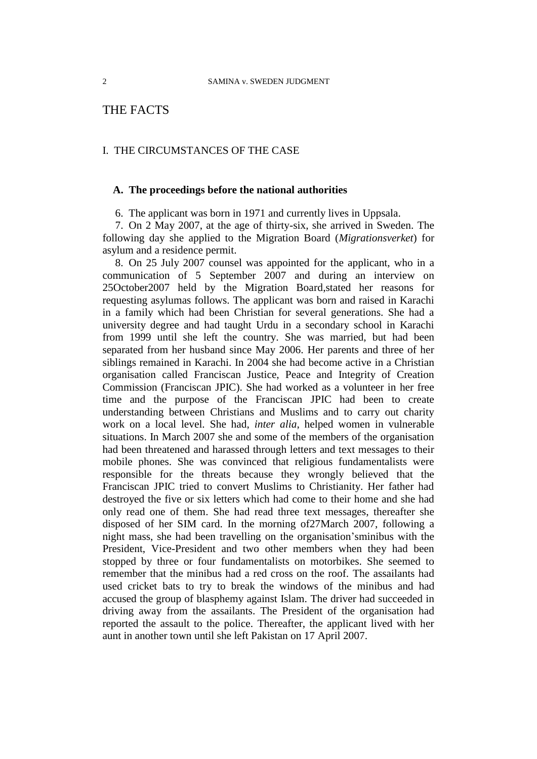# THE FACTS

## I. THE CIRCUMSTANCES OF THE CASE

### A. The proceedings before the national authorities

6. The applicant was born in 1971 and currently lives in Uppsala.

7. On 2 May 2007, at the age of thirty-six, she arrived in Sweden. The following day she applied to the Migration Board (*Migrationsverket*) for asylum and a residence permit.

8. On 25 July 2007 counsel was appointed for the applicant, who in a communication of 5 September 2007 and during an interview on 25October2007 held by the Migration Board,stated her reasons for requesting asylumas follows. The applicant was born and raised in Karachi in a family which had been Christian for several generations. She had a university degree and had taught Urdu in a secondary school in Karachi from 1999 until she left the country. She was married, but had been separated from her husband since May 2006. Her parents and three of her siblings remained in Karachi. In 2004 she had become active in a Christian organisation called Franciscan Justice, Peace and Integrity of Creation Commission (Franciscan JPIC). She had worked as a volunteer in her free time and the purpose of the Franciscan JPIC had been to create understanding between Christians and Muslims and to carry out charity work on a local level. She had, *inter alia*, helped women in vulnerable situations. In March 2007 she and some of the members of the organisation had been threatened and harassed through letters and text messages to their mobile phones. She was convinced that religious fundamentalists were responsible for the threats because they wrongly believed that the Franciscan JPIC tried to convert Muslims to Christianity. Her father had destroyed the five or six letters which had come to their home and she had only read one of them. She had read three text messages, thereafter she disposed of her SIM card. In the morning of27March 2007, following a night mass, she had been travelling on the organisation'sminibus with the President, Vice-President and two other members when they had been stopped by three or four fundamentalists on motorbikes. She seemed to remember that the minibus had a red cross on the roof. The assailants had used cricket bats to try to break the windows of the minibus and had accused the group of blasphemy against Islam. The driver had succeeded in driving away from the assailants. The President of the organisation had reported the assault to the police. Thereafter, the applicant lived with her aunt in another town until she left Pakistan on 17 April 2007.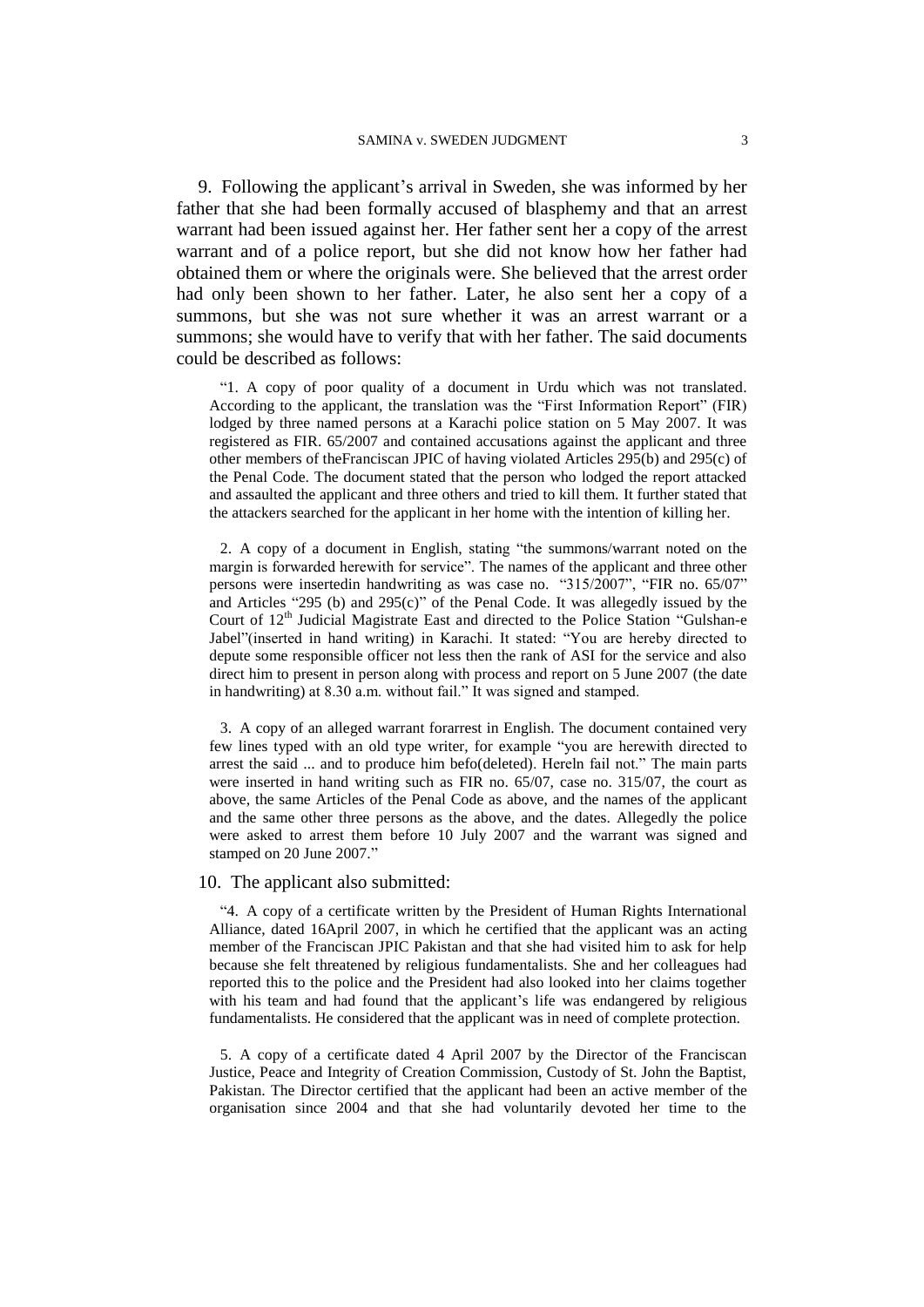9. Following the applicant's arrival in Sweden, she was informed by her father that she had been formally accused of blasphemy and that an arrest warrant had been issued against her. Her father sent her a copy of the arrest warrant and of a police report, but she did not know how her father had obtained them or where the originals were. She believed that the arrest order had only been shown to her father. Later, he also sent her a copy of a summons, but she was not sure whether it was an arrest warrant or a summons; she would have to verify that with her father. The said documents could be described as follows:

> "1. A copy of poor quality of a document in Urdu which was not translated. According to the applicant, the translation was the "First Information Report" (FIR) lodged by three named persons at a Karachi police station on 5 May 2007. It was registered as FIR. 65/2007 and contained accusations against the applicant and three other members of theFranciscan JPIC of having violated Articles 295(b) and 295(c) of the Penal Code. The document stated that the person who lodged the report attacked and assaulted the applicant and three others and tried to kill them. It further stated that the attackers searched for the applicant in her home with the intention of killing her.
>
> 2. A copy of a document in English, stating "the summons/warrant noted on the margin is forwarded herewith for service". The names of the applicant and three other persons were insertedin handwriting as was case no. "315/2007", "FIR no. 65/07" and Articles "295 (b) and 295(c)" of the Penal Code. It was allegedly issued by the Court of 12th Judicial Magistrate East and directed to the Police Station "Gulshan-e Jabel"(inserted in hand writing) in Karachi. It stated: "You are hereby directed to depute some responsible officer not less then the rank of ASI for the service and also direct him to present in person along with process and report on 5 June 2007 (the date in handwriting) at 8.30 a.m. without fail." It was signed and stamped.
>
> 3. A copy of an alleged warrant forarrest in English. The document contained very few lines typed with an old type writer, for example "you are herewith directed to arrest the said ... and to produce him befo(deleted). Hereln fail not." The main parts were inserted in hand writing such as FIR no. 65/07, case no. 315/07, the court as above, the same Articles of the Penal Code as above, and the names of the applicant and the same other three persons as the above, and the dates. Allegedly the police were asked to arrest them before 10 July 2007 and the warrant was signed and stamped on 20 June 2007."

10. The applicant also submitted:

> "4. A copy of a certificate written by the President of Human Rights International Alliance, dated 16April 2007, in which he certified that the applicant was an acting member of the Franciscan JPIC Pakistan and that she had visited him to ask for help because she felt threatened by religious fundamentalists. She and her colleagues had reported this to the police and the President had also looked into her claims together with his team and had found that the applicant's life was endangered by religious fundamentalists. He considered that the applicant was in need of complete protection.
>
> 5. A copy of a certificate dated 4 April 2007 by the Director of the Franciscan Justice, Peace and Integrity of Creation Commission, Custody of St. John the Baptist, Pakistan. The Director certified that the applicant had been an active member of the organisation since 2004 and that she had voluntarily devoted her time to the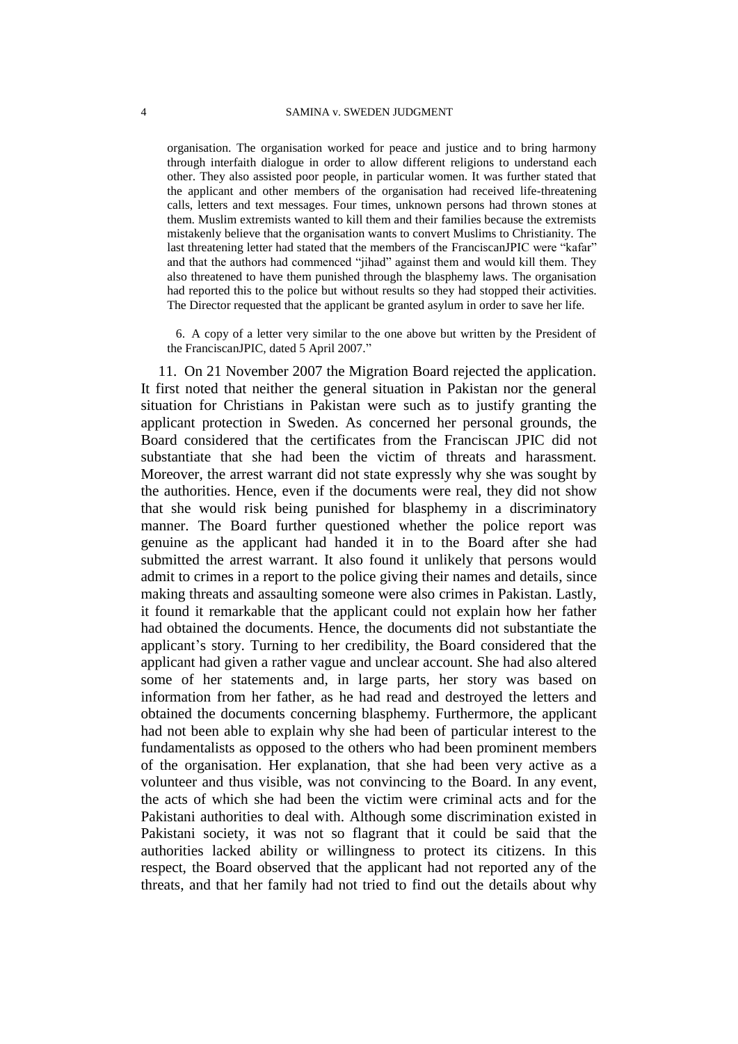organisation. The organisation worked for peace and justice and to bring harmony through interfaith dialogue in order to allow different religions to understand each other. They also assisted poor people, in particular women. It was further stated that the applicant and other members of the organisation had received life-threatening calls, letters and text messages. Four times, unknown persons had thrown stones at them. Muslim extremists wanted to kill them and their families because the extremists mistakenly believe that the organisation wants to convert Muslims to Christianity. The last threatening letter had stated that the members of the FranciscanJPIC were "kafar" and that the authors had commenced "jihad" against them and would kill them. They also threatened to have them punished through the blasphemy laws. The organisation had reported this to the police but without results so they had stopped their activities. The Director requested that the applicant be granted asylum in order to save her life.

6. A copy of a letter very similar to the one above but written by the President of the FranciscanJPIC, dated 5 April 2007."

11. On 21 November 2007 the Migration Board rejected the application. It first noted that neither the general situation in Pakistan nor the general situation for Christians in Pakistan were such as to justify granting the applicant protection in Sweden. As concerned her personal grounds, the Board considered that the certificates from the Franciscan JPIC did not substantiate that she had been the victim of threats and harassment. Moreover, the arrest warrant did not state expressly why she was sought by the authorities. Hence, even if the documents were real, they did not show that she would risk being punished for blasphemy in a discriminatory manner. The Board further questioned whether the police report was genuine as the applicant had handed it in to the Board after she had submitted the arrest warrant. It also found it unlikely that persons would admit to crimes in a report to the police giving their names and details, since making threats and assaulting someone were also crimes in Pakistan. Lastly, it found it remarkable that the applicant could not explain how her father had obtained the documents. Hence, the documents did not substantiate the applicant's story. Turning to her credibility, the Board considered that the applicant had given a rather vague and unclear account. She had also altered some of her statements and, in large parts, her story was based on information from her father, as he had read and destroyed the letters and obtained the documents concerning blasphemy. Furthermore, the applicant had not been able to explain why she had been of particular interest to the fundamentalists as opposed to the others who had been prominent members of the organisation. Her explanation, that she had been very active as a volunteer and thus visible, was not convincing to the Board. In any event, the acts of which she had been the victim were criminal acts and for the Pakistani authorities to deal with. Although some discrimination existed in Pakistani society, it was not so flagrant that it could be said that the authorities lacked ability or willingness to protect its citizens. In this respect, the Board observed that the applicant had not reported any of the threats, and that her family had not tried to find out the details about why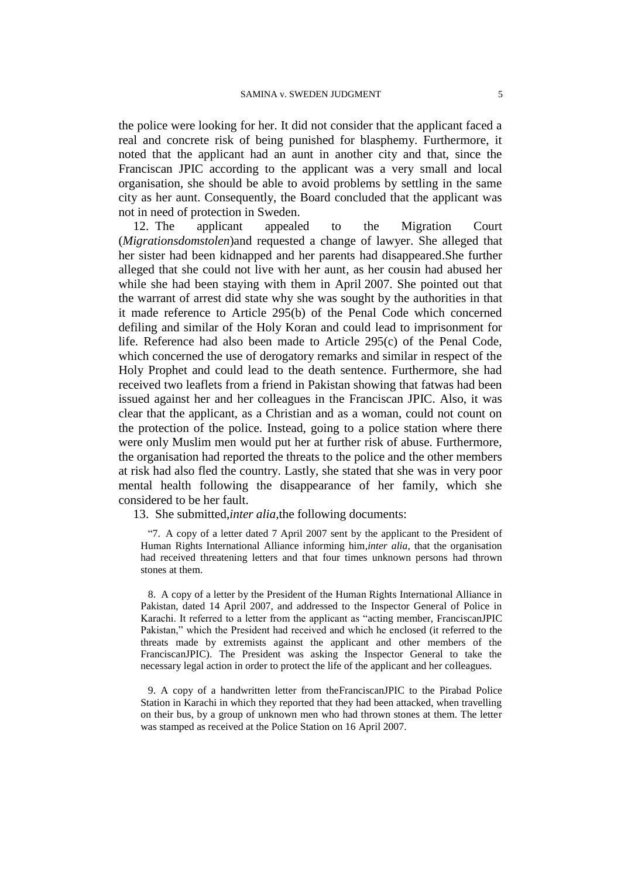the police were looking for her. It did not consider that the applicant faced a real and concrete risk of being punished for blasphemy. Furthermore, it noted that the applicant had an aunt in another city and that, since the Franciscan JPIC according to the applicant was a very small and local organisation, she should be able to avoid problems by settling in the same city as her aunt. Consequently, the Board concluded that the applicant was not in need of protection in Sweden.

12. The applicant appealed to the Migration Court (*Migrationsdomstolen*)and requested a change of lawyer. She alleged that her sister had been kidnapped and her parents had disappeared.She further alleged that she could not live with her aunt, as her cousin had abused her while she had been staying with them in April 2007. She pointed out that the warrant of arrest did state why she was sought by the authorities in that it made reference to Article 295(b) of the Penal Code which concerned defiling and similar of the Holy Koran and could lead to imprisonment for life. Reference had also been made to Article 295(c) of the Penal Code, which concerned the use of derogatory remarks and similar in respect of the Holy Prophet and could lead to the death sentence. Furthermore, she had received two leaflets from a friend in Pakistan showing that fatwas had been issued against her and her colleagues in the Franciscan JPIC. Also, it was clear that the applicant, as a Christian and as a woman, could not count on the protection of the police. Instead, going to a police station where there were only Muslim men would put her at further risk of abuse. Furthermore, the organisation had reported the threats to the police and the other members at risk had also fled the country. Lastly, she stated that she was in very poor mental health following the disappearance of her family, which she considered to be her fault.

13. She submitted,*inter alia*,the following documents:

> "7. A copy of a letter dated 7 April 2007 sent by the applicant to the President of Human Rights International Alliance informing him,*inter alia*, that the organisation had received threatening letters and that four times unknown persons had thrown stones at them.
>
> 8. A copy of a letter by the President of the Human Rights International Alliance in Pakistan, dated 14 April 2007, and addressed to the Inspector General of Police in Karachi. It referred to a letter from the applicant as "acting member, FranciscanJPIC Pakistan," which the President had received and which he enclosed (it referred to the threats made by extremists against the applicant and other members of the FranciscanJPIC). The President was asking the Inspector General to take the necessary legal action in order to protect the life of the applicant and her colleagues.
>
> 9. A copy of a handwritten letter from theFranciscanJPIC to the Pirabad Police Station in Karachi in which they reported that they had been attacked, when travelling on their bus, by a group of unknown men who had thrown stones at them. The letter was stamped as received at the Police Station on 16 April 2007.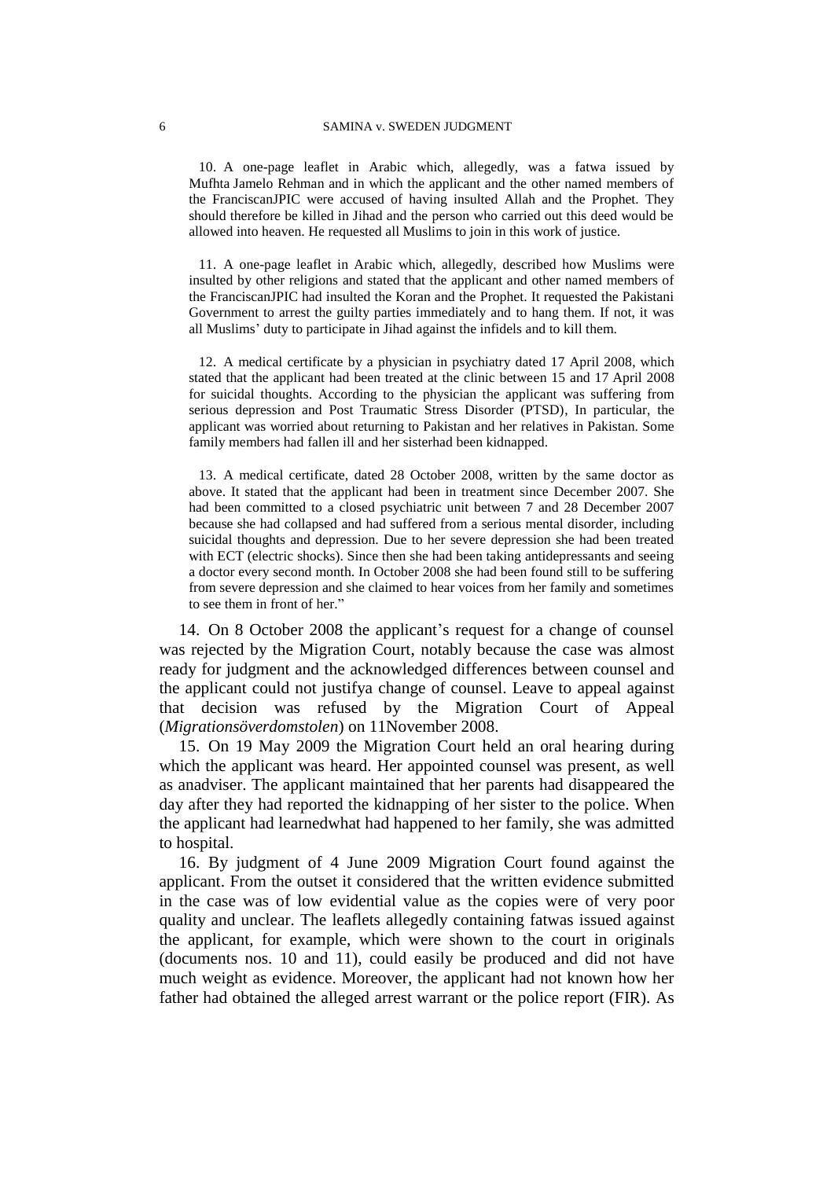10. A one-page leaflet in Arabic which, allegedly, was a fatwa issued by Mufhta Jamelo Rehman and in which the applicant and the other named members of the FranciscanJPIC were accused of having insulted Allah and the Prophet. They should therefore be killed in Jihad and the person who carried out this deed would be allowed into heaven. He requested all Muslims to join in this work of justice.

11. A one-page leaflet in Arabic which, allegedly, described how Muslims were insulted by other religions and stated that the applicant and other named members of the FranciscanJPIC had insulted the Koran and the Prophet. It requested the Pakistani Government to arrest the guilty parties immediately and to hang them. If not, it was all Muslims' duty to participate in Jihad against the infidels and to kill them.

12. A medical certificate by a physician in psychiatry dated 17 April 2008, which stated that the applicant had been treated at the clinic between 15 and 17 April 2008 for suicidal thoughts. According to the physician the applicant was suffering from serious depression and Post Traumatic Stress Disorder (PTSD), In particular, the applicant was worried about returning to Pakistan and her relatives in Pakistan. Some family members had fallen ill and her sisterhad been kidnapped.

13. A medical certificate, dated 28 October 2008, written by the same doctor as above. It stated that the applicant had been in treatment since December 2007. She had been committed to a closed psychiatric unit between 7 and 28 December 2007 because she had collapsed and had suffered from a serious mental disorder, including suicidal thoughts and depression. Due to her severe depression she had been treated with ECT (electric shocks). Since then she had been taking antidepressants and seeing a doctor every second month. In October 2008 she had been found still to be suffering from severe depression and she claimed to hear voices from her family and sometimes to see them in front of her."

14. On 8 October 2008 the applicant's request for a change of counsel was rejected by the Migration Court, notably because the case was almost ready for judgment and the acknowledged differences between counsel and the applicant could not justifya change of counsel. Leave to appeal against that decision was refused by the Migration Court of Appeal (*Migrationsöverdomstolen*) on 11November 2008.

15. On 19 May 2009 the Migration Court held an oral hearing during which the applicant was heard. Her appointed counsel was present, as well as anadviser. The applicant maintained that her parents had disappeared the day after they had reported the kidnapping of her sister to the police. When the applicant had learnedwhat had happened to her family, she was admitted to hospital.

16. By judgment of 4 June 2009 Migration Court found against the applicant. From the outset it considered that the written evidence submitted in the case was of low evidential value as the copies were of very poor quality and unclear. The leaflets allegedly containing fatwas issued against the applicant, for example, which were shown to the court in originals (documents nos. 10 and 11), could easily be produced and did not have much weight as evidence. Moreover, the applicant had not known how her father had obtained the alleged arrest warrant or the police report (FIR). As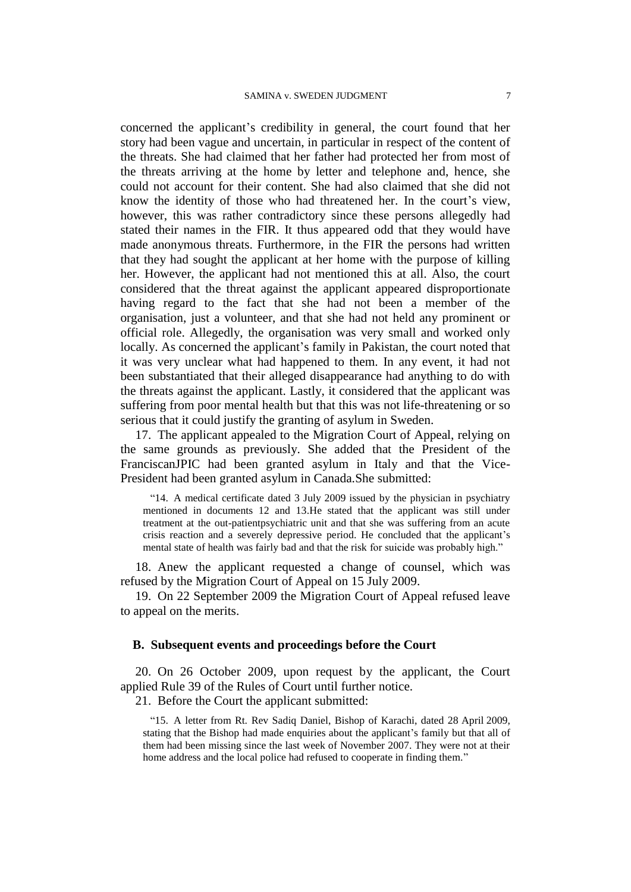concerned the applicant's credibility in general, the court found that her story had been vague and uncertain, in particular in respect of the content of the threats. She had claimed that her father had protected her from most of the threats arriving at the home by letter and telephone and, hence, she could not account for their content. She had also claimed that she did not know the identity of those who had threatened her. In the court's view, however, this was rather contradictory since these persons allegedly had stated their names in the FIR. It thus appeared odd that they would have made anonymous threats. Furthermore, in the FIR the persons had written that they had sought the applicant at her home with the purpose of killing her. However, the applicant had not mentioned this at all. Also, the court considered that the threat against the applicant appeared disproportionate having regard to the fact that she had not been a member of the organisation, just a volunteer, and that she had not held any prominent or official role. Allegedly, the organisation was very small and worked only locally. As concerned the applicant's family in Pakistan, the court noted that it was very unclear what had happened to them. In any event, it had not been substantiated that their alleged disappearance had anything to do with the threats against the applicant. Lastly, it considered that the applicant was suffering from poor mental health but that this was not life-threatening or so serious that it could justify the granting of asylum in Sweden.

17. The applicant appealed to the Migration Court of Appeal, relying on the same grounds as previously. She added that the President of the FranciscanJPIC had been granted asylum in Italy and that the Vice-President had been granted asylum in Canada.She submitted:

> "14. A medical certificate dated 3 July 2009 issued by the physician in psychiatry mentioned in documents 12 and 13.He stated that the applicant was still under treatment at the out-patientpsychiatric unit and that she was suffering from an acute crisis reaction and a severely depressive period. He concluded that the applicant's mental state of health was fairly bad and that the risk for suicide was probably high."

18. Anew the applicant requested a change of counsel, which was refused by the Migration Court of Appeal on 15 July 2009.

19. On 22 September 2009 the Migration Court of Appeal refused leave to appeal on the merits.

## B. Subsequent events and proceedings before the Court

20. On 26 October 2009, upon request by the applicant, the Court applied Rule 39 of the Rules of Court until further notice.

21. Before the Court the applicant submitted:

> "15. A letter from Rt. Rev Sadiq Daniel, Bishop of Karachi, dated 28 April 2009, stating that the Bishop had made enquiries about the applicant's family but that all of them had been missing since the last week of November 2007. They were not at their home address and the local police had refused to cooperate in finding them."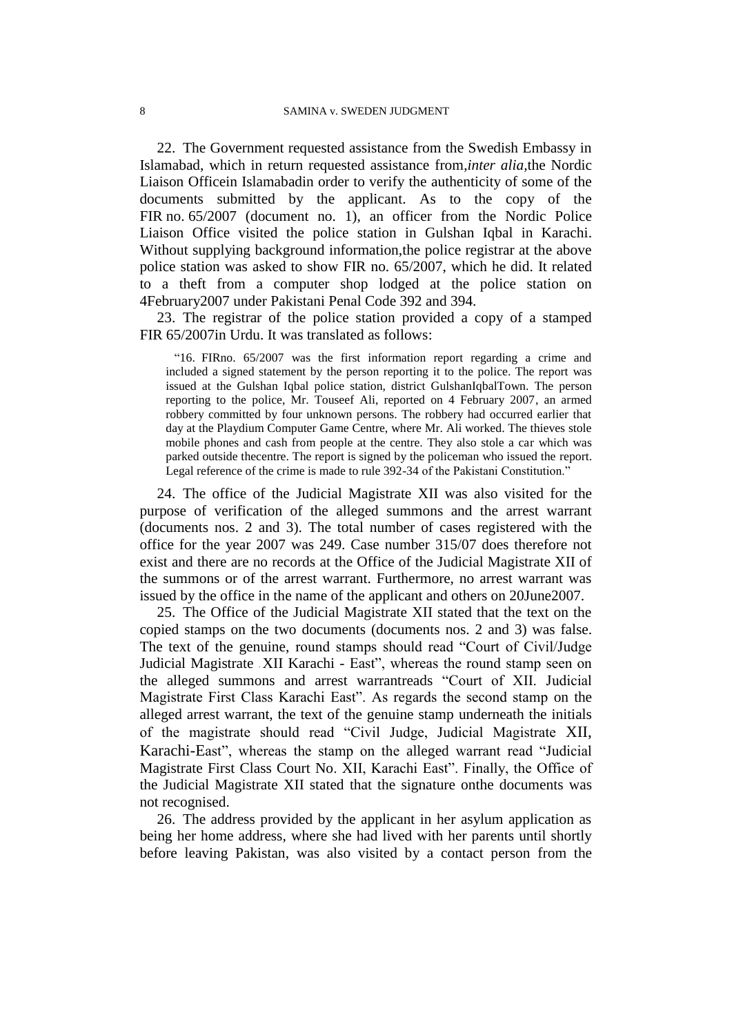22. The Government requested assistance from the Swedish Embassy in Islamabad, which in return requested assistance from, *inter alia*, the Nordic Liaison Officein Islamabadin order to verify the authenticity of some of the documents submitted by the applicant. As to the copy of the FIR no. 65/2007 (document no. 1), an officer from the Nordic Police Liaison Office visited the police station in Gulshan Iqbal in Karachi. Without supplying background information, the police registrar at the above police station was asked to show FIR no. 65/2007, which he did. It related to a theft from a computer shop lodged at the police station on 4February2007 under Pakistani Penal Code 392 and 394.

23. The registrar of the police station provided a copy of a stamped FIR 65/2007in Urdu. It was translated as follows:

> "16. FIRno. 65/2007 was the first information report regarding a crime and included a signed statement by the person reporting it to the police. The report was issued at the Gulshan Iqbal police station, district GulshanIqbalTown. The person reporting to the police, Mr. Touseef Ali, reported on 4 February 2007, an armed robbery committed by four unknown persons. The robbery had occurred earlier that day at the Playdium Computer Game Centre, where Mr. Ali worked. The thieves stole mobile phones and cash from people at the centre. They also stole a car which was parked outside thecentre. The report is signed by the policeman who issued the report. Legal reference of the crime is made to rule 392-34 of the Pakistani Constitution."

24. The office of the Judicial Magistrate XII was also visited for the purpose of verification of the alleged summons and the arrest warrant (documents nos. 2 and 3). The total number of cases registered with the office for the year 2007 was 249. Case number 315/07 does therefore not exist and there are no records at the Office of the Judicial Magistrate XII of the summons or of the arrest warrant. Furthermore, no arrest warrant was issued by the office in the name of the applicant and others on 20June2007.

25. The Office of the Judicial Magistrate XII stated that the text on the copied stamps on the two documents (documents nos. 2 and 3) was false. The text of the genuine, round stamps should read "Court of Civil/Judge Judicial Magistrate XII Karachi - East", whereas the round stamp seen on the alleged summons and arrest warrantreads "Court of XII. Judicial Magistrate First Class Karachi East". As regards the second stamp on the alleged arrest warrant, the text of the genuine stamp underneath the initials of the magistrate should read "Civil Judge, Judicial Magistrate XII, Karachi-East", whereas the stamp on the alleged warrant read "Judicial Magistrate First Class Court No. XII, Karachi East". Finally, the Office of the Judicial Magistrate XII stated that the signature onthe documents was not recognised.

26. The address provided by the applicant in her asylum application as being her home address, where she had lived with her parents until shortly before leaving Pakistan, was also visited by a contact person from the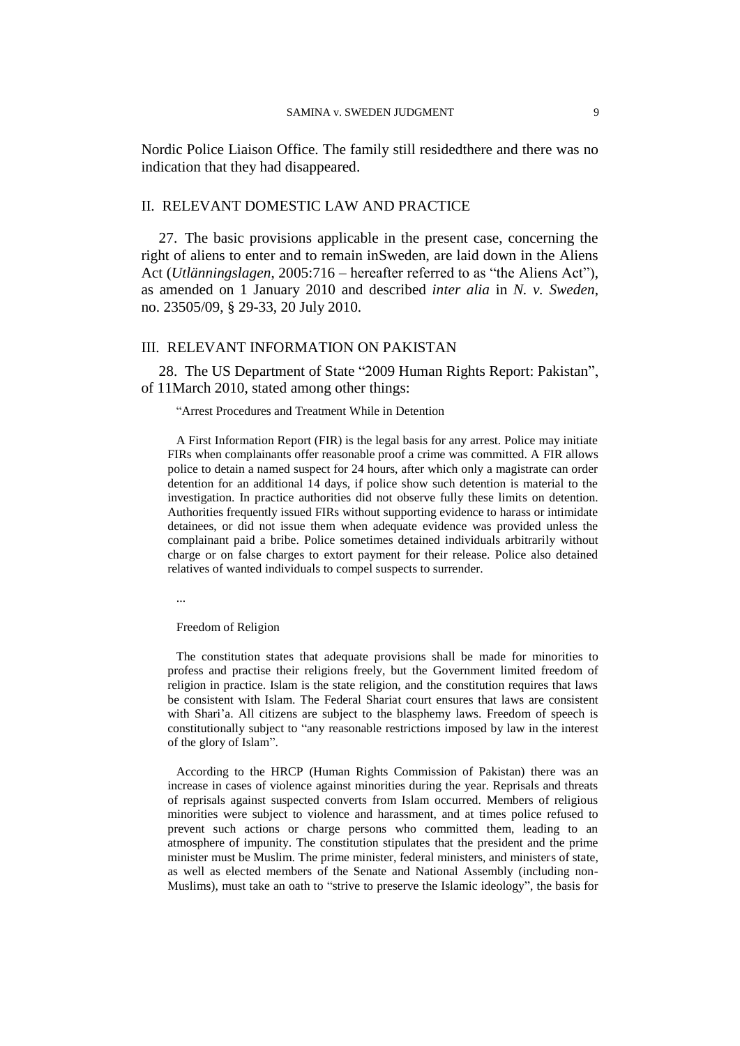Nordic Police Liaison Office. The family still residedthere and there was no indication that they had disappeared.

## II. RELEVANT DOMESTIC LAW AND PRACTICE

27. The basic provisions applicable in the present case, concerning the right of aliens to enter and to remain inSweden, are laid down in the Aliens Act (*Utlänningslagen*, 2005:716 – hereafter referred to as "the Aliens Act"), as amended on 1 January 2010 and described *inter alia* in *N. v. Sweden*, no. 23505/09, § 29-33, 20 July 2010.

## III. RELEVANT INFORMATION ON PAKISTAN

28. The US Department of State "2009 Human Rights Report: Pakistan", of 11March 2010, stated among other things:

> "Arrest Procedures and Treatment While in Detention
>
> A First Information Report (FIR) is the legal basis for any arrest. Police may initiate FIRs when complainants offer reasonable proof a crime was committed. A FIR allows police to detain a named suspect for 24 hours, after which only a magistrate can order detention for an additional 14 days, if police show such detention is material to the investigation. In practice authorities did not observe fully these limits on detention. Authorities frequently issued FIRs without supporting evidence to harass or intimidate detainees, or did not issue them when adequate evidence was provided unless the complainant paid a bribe. Police sometimes detained individuals arbitrarily without charge or on false charges to extort payment for their release. Police also detained relatives of wanted individuals to compel suspects to surrender.
>
> ...
>
> Freedom of Religion
>
> The constitution states that adequate provisions shall be made for minorities to profess and practise their religions freely, but the Government limited freedom of religion in practice. Islam is the state religion, and the constitution requires that laws be consistent with Islam. The Federal Shariat court ensures that laws are consistent with Shari'a. All citizens are subject to the blasphemy laws. Freedom of speech is constitutionally subject to "any reasonable restrictions imposed by law in the interest of the glory of Islam".
>
> According to the HRCP (Human Rights Commission of Pakistan) there was an increase in cases of violence against minorities during the year. Reprisals and threats of reprisals against suspected converts from Islam occurred. Members of religious minorities were subject to violence and harassment, and at times police refused to prevent such actions or charge persons who committed them, leading to an atmosphere of impunity. The constitution stipulates that the president and the prime minister must be Muslim. The prime minister, federal ministers, and ministers of state, as well as elected members of the Senate and National Assembly (including non-Muslims), must take an oath to "strive to preserve the Islamic ideology", the basis for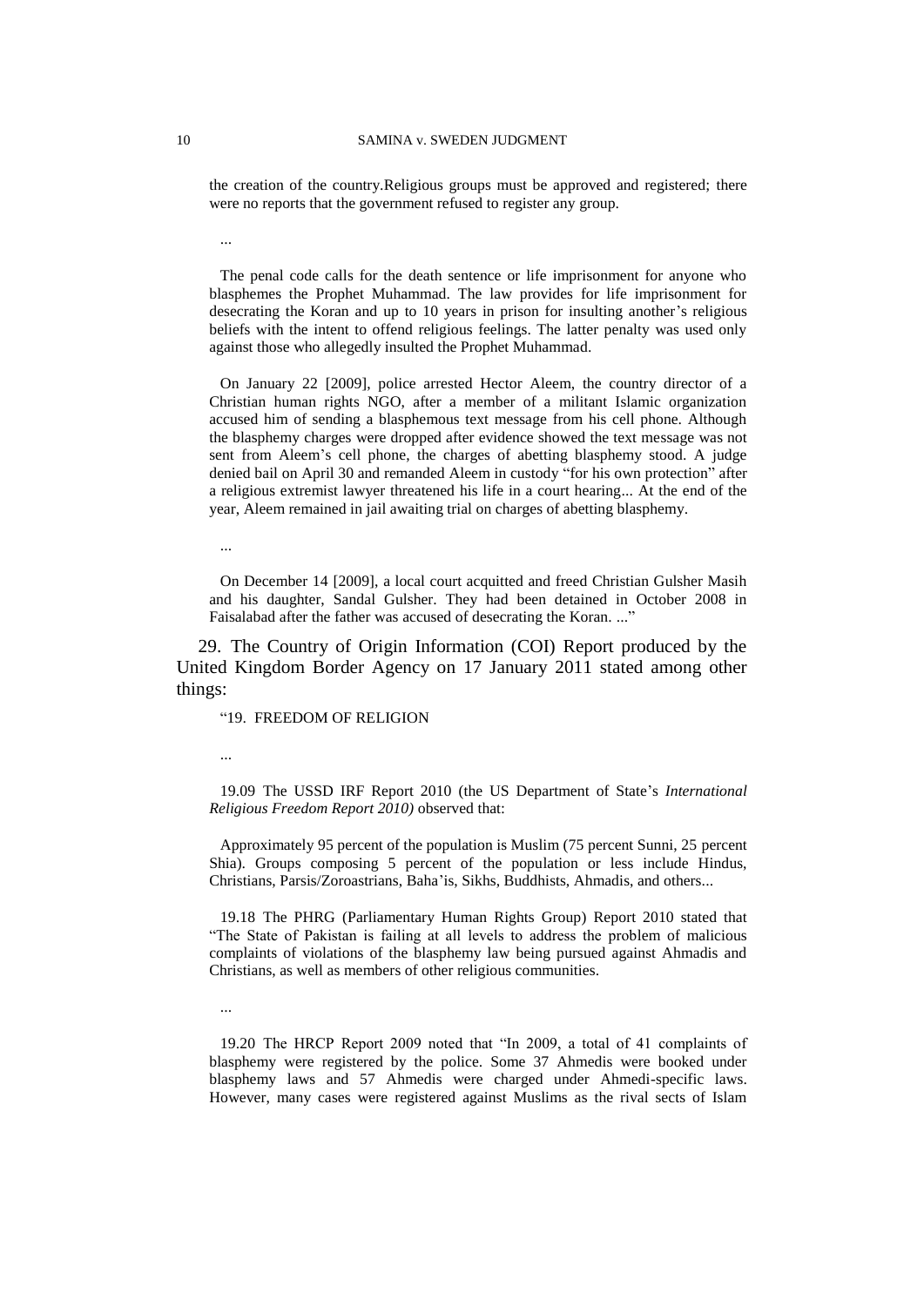the creation of the country.Religious groups must be approved and registered; there were no reports that the government refused to register any group.

...

The penal code calls for the death sentence or life imprisonment for anyone who blasphemes the Prophet Muhammad. The law provides for life imprisonment for desecrating the Koran and up to 10 years in prison for insulting another's religious beliefs with the intent to offend religious feelings. The latter penalty was used only against those who allegedly insulted the Prophet Muhammad.

On January 22 [2009], police arrested Hector Aleem, the country director of a Christian human rights NGO, after a member of a militant Islamic organization accused him of sending a blasphemous text message from his cell phone. Although the blasphemy charges were dropped after evidence showed the text message was not sent from Aleem's cell phone, the charges of abetting blasphemy stood. A judge denied bail on April 30 and remanded Aleem in custody "for his own protection" after a religious extremist lawyer threatened his life in a court hearing... At the end of the year, Aleem remained in jail awaiting trial on charges of abetting blasphemy.

...

On December 14 [2009], a local court acquitted and freed Christian Gulsher Masih and his daughter, Sandal Gulsher. They had been detained in October 2008 in Faisalabad after the father was accused of desecrating the Koran. ..."

29. The Country of Origin Information (COI) Report produced by the United Kingdom Border Agency on 17 January 2011 stated among other things:

"19. FREEDOM OF RELIGION

...

19.09 The USSD IRF Report 2010 (the US Department of State's *International Religious Freedom Report 2010)* observed that:

Approximately 95 percent of the population is Muslim (75 percent Sunni, 25 percent Shia). Groups composing 5 percent of the population or less include Hindus, Christians, Parsis/Zoroastrians, Baha'is, Sikhs, Buddhists, Ahmadis, and others...

19.18 The PHRG (Parliamentary Human Rights Group) Report 2010 stated that "The State of Pakistan is failing at all levels to address the problem of malicious complaints of violations of the blasphemy law being pursued against Ahmadis and Christians, as well as members of other religious communities.

...

19.20 The HRCP Report 2009 noted that "In 2009, a total of 41 complaints of blasphemy were registered by the police. Some 37 Ahmedis were booked under blasphemy laws and 57 Ahmedis were charged under Ahmedi-specific laws. However, many cases were registered against Muslims as the rival sects of Islam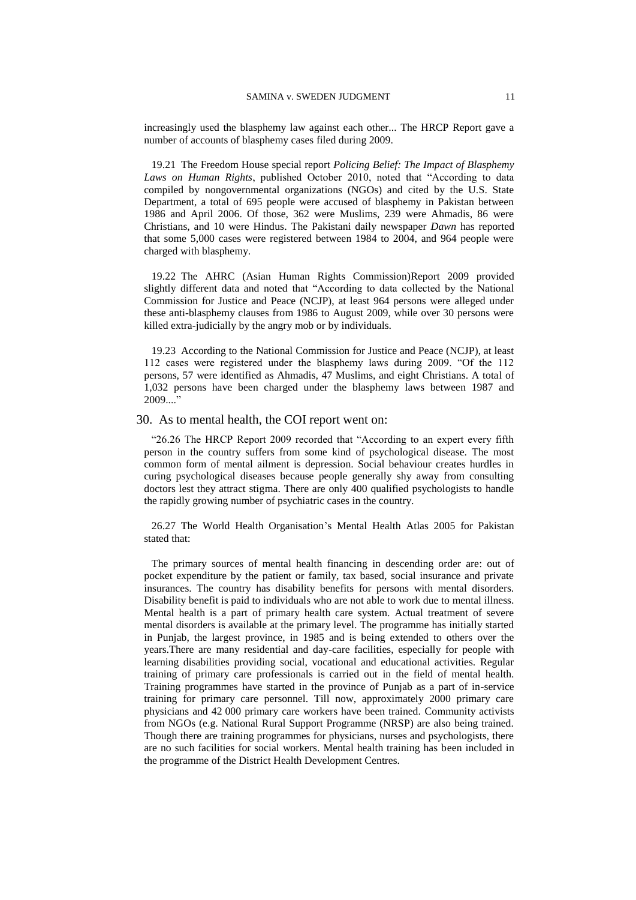increasingly used the blasphemy law against each other... The HRCP Report gave a number of accounts of blasphemy cases filed during 2009.

19.21 The Freedom House special report *Policing Belief: The Impact of Blasphemy Laws on Human Rights*, published October 2010, noted that "According to data compiled by nongovernmental organizations (NGOs) and cited by the U.S. State Department, a total of 695 people were accused of blasphemy in Pakistan between 1986 and April 2006. Of those, 362 were Muslims, 239 were Ahmadis, 86 were Christians, and 10 were Hindus. The Pakistani daily newspaper *Dawn* has reported that some 5,000 cases were registered between 1984 to 2004, and 964 people were charged with blasphemy.

19.22 The AHRC (Asian Human Rights Commission)Report 2009 provided slightly different data and noted that "According to data collected by the National Commission for Justice and Peace (NCJP), at least 964 persons were alleged under these anti-blasphemy clauses from 1986 to August 2009, while over 30 persons were killed extra-judicially by the angry mob or by individuals.

19.23 According to the National Commission for Justice and Peace (NCJP), at least 112 cases were registered under the blasphemy laws during 2009. "Of the 112 persons, 57 were identified as Ahmadis, 47 Muslims, and eight Christians. A total of 1,032 persons have been charged under the blasphemy laws between 1987 and 2009...."

30. As to mental health, the COI report went on:

"26.26 The HRCP Report 2009 recorded that "According to an expert every fifth person in the country suffers from some kind of psychological disease. The most common form of mental ailment is depression. Social behaviour creates hurdles in curing psychological diseases because people generally shy away from consulting doctors lest they attract stigma. There are only 400 qualified psychologists to handle the rapidly growing number of psychiatric cases in the country.

26.27 The World Health Organisation's Mental Health Atlas 2005 for Pakistan stated that:

The primary sources of mental health financing in descending order are: out of pocket expenditure by the patient or family, tax based, social insurance and private insurances. The country has disability benefits for persons with mental disorders. Disability benefit is paid to individuals who are not able to work due to mental illness. Mental health is a part of primary health care system. Actual treatment of severe mental disorders is available at the primary level. The programme has initially started in Punjab, the largest province, in 1985 and is being extended to others over the years.There are many residential and day-care facilities, especially for people with learning disabilities providing social, vocational and educational activities. Regular training of primary care professionals is carried out in the field of mental health. Training programmes have started in the province of Punjab as a part of in-service training for primary care personnel. Till now, approximately 2000 primary care physicians and 42 000 primary care workers have been trained. Community activists from NGOs (e.g. National Rural Support Programme (NRSP) are also being trained. Though there are training programmes for physicians, nurses and psychologists, there are no such facilities for social workers. Mental health training has been included in the programme of the District Health Development Centres.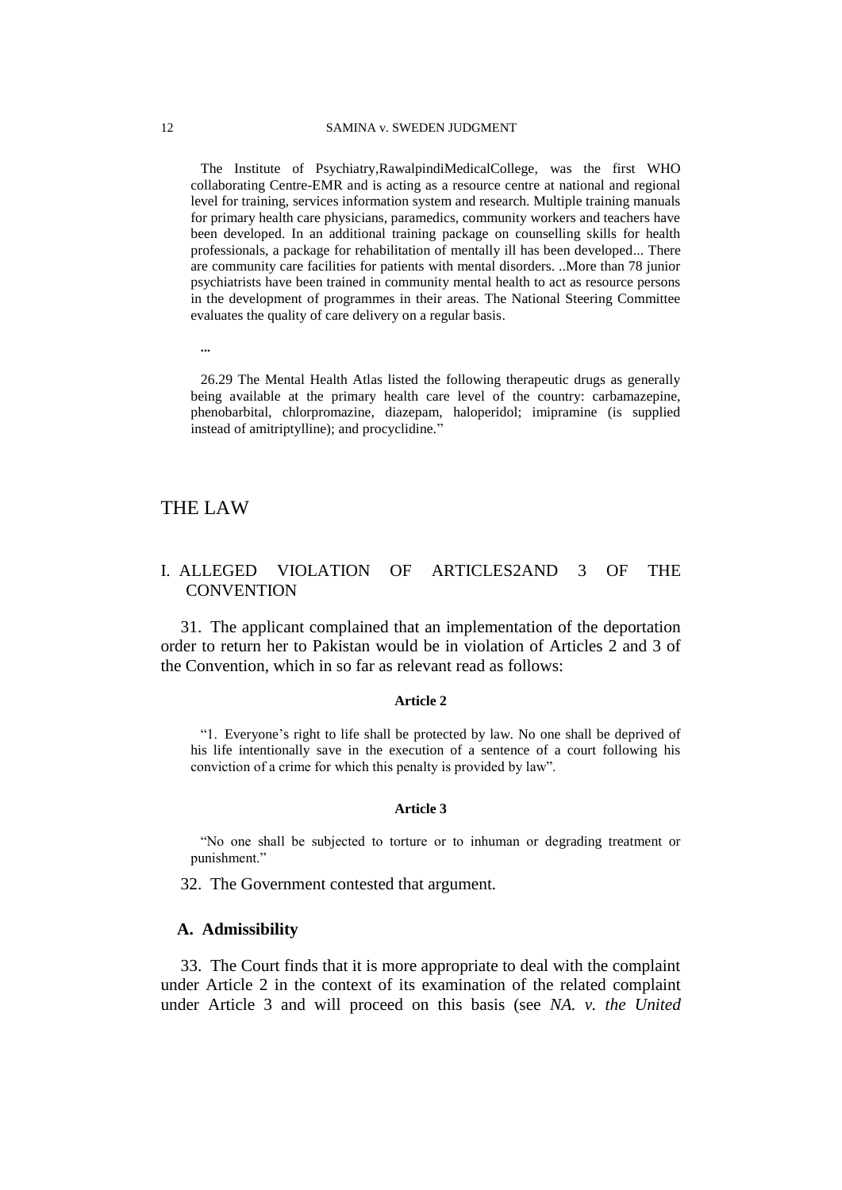The Institute of Psychiatry,RawalpindiMedicalCollege, was the first WHO collaborating Centre-EMR and is acting as a resource centre at national and regional level for training, services information system and research. Multiple training manuals for primary health care physicians, paramedics, community workers and teachers have been developed. In an additional training package on counselling skills for health professionals, a package for rehabilitation of mentally ill has been developed... There are community care facilities for patients with mental disorders. ..More than 78 junior psychiatrists have been trained in community mental health to act as resource persons in the development of programmes in their areas. The National Steering Committee evaluates the quality of care delivery on a regular basis.

...

26.29 The Mental Health Atlas listed the following therapeutic drugs as generally being available at the primary health care level of the country: carbamazepine, phenobarbital, chlorpromazine, diazepam, haloperidol; imipramine (is supplied instead of amitriptylline); and procyclidine."

# THE LAW

## I. ALLEGED VIOLATION OF ARTICLES2AND 3 OF THE CONVENTION

31. The applicant complained that an implementation of the deportation order to return her to Pakistan would be in violation of Articles 2 and 3 of the Convention, which in so far as relevant read as follows:

**Article 2**

"1. Everyone's right to life shall be protected by law. No one shall be deprived of his life intentionally save in the execution of a sentence of a court following his conviction of a crime for which this penalty is provided by law".

**Article 3**

"No one shall be subjected to torture or to inhuman or degrading treatment or punishment."

32. The Government contested that argument.

### A. Admissibility

33. The Court finds that it is more appropriate to deal with the complaint under Article 2 in the context of its examination of the related complaint under Article 3 and will proceed on this basis (see *NA. v. the United*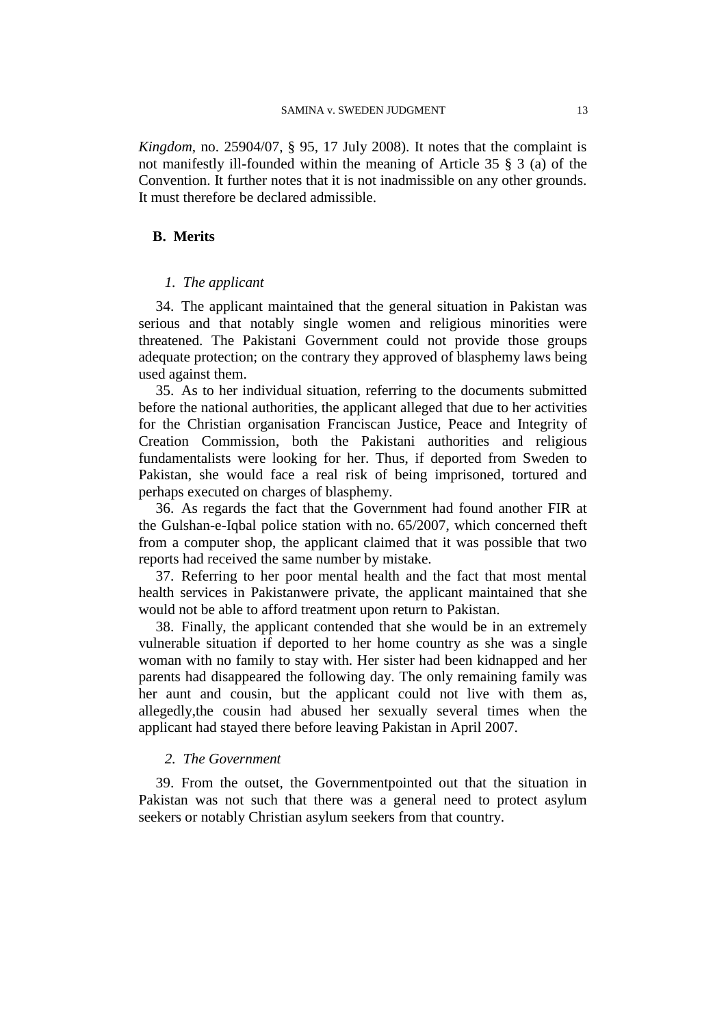*Kingdom*, no. 25904/07, § 95, 17 July 2008). It notes that the complaint is not manifestly ill-founded within the meaning of Article 35 § 3 (a) of the Convention. It further notes that it is not inadmissible on any other grounds. It must therefore be declared admissible.

## B. Merits

### *1. The applicant*

34. The applicant maintained that the general situation in Pakistan was serious and that notably single women and religious minorities were threatened. The Pakistani Government could not provide those groups adequate protection; on the contrary they approved of blasphemy laws being used against them.

35. As to her individual situation, referring to the documents submitted before the national authorities, the applicant alleged that due to her activities for the Christian organisation Franciscan Justice, Peace and Integrity of Creation Commission, both the Pakistani authorities and religious fundamentalists were looking for her. Thus, if deported from Sweden to Pakistan, she would face a real risk of being imprisoned, tortured and perhaps executed on charges of blasphemy.

36. As regards the fact that the Government had found another FIR at the Gulshan-e-Iqbal police station with no. 65/2007, which concerned theft from a computer shop, the applicant claimed that it was possible that two reports had received the same number by mistake.

37. Referring to her poor mental health and the fact that most mental health services in Pakistanwere private, the applicant maintained that she would not be able to afford treatment upon return to Pakistan.

38. Finally, the applicant contended that she would be in an extremely vulnerable situation if deported to her home country as she was a single woman with no family to stay with. Her sister had been kidnapped and her parents had disappeared the following day. The only remaining family was her aunt and cousin, but the applicant could not live with them as, allegedly,the cousin had abused her sexually several times when the applicant had stayed there before leaving Pakistan in April 2007.

### *2. The Government*

39. From the outset, the Governmentpointed out that the situation in Pakistan was not such that there was a general need to protect asylum seekers or notably Christian asylum seekers from that country.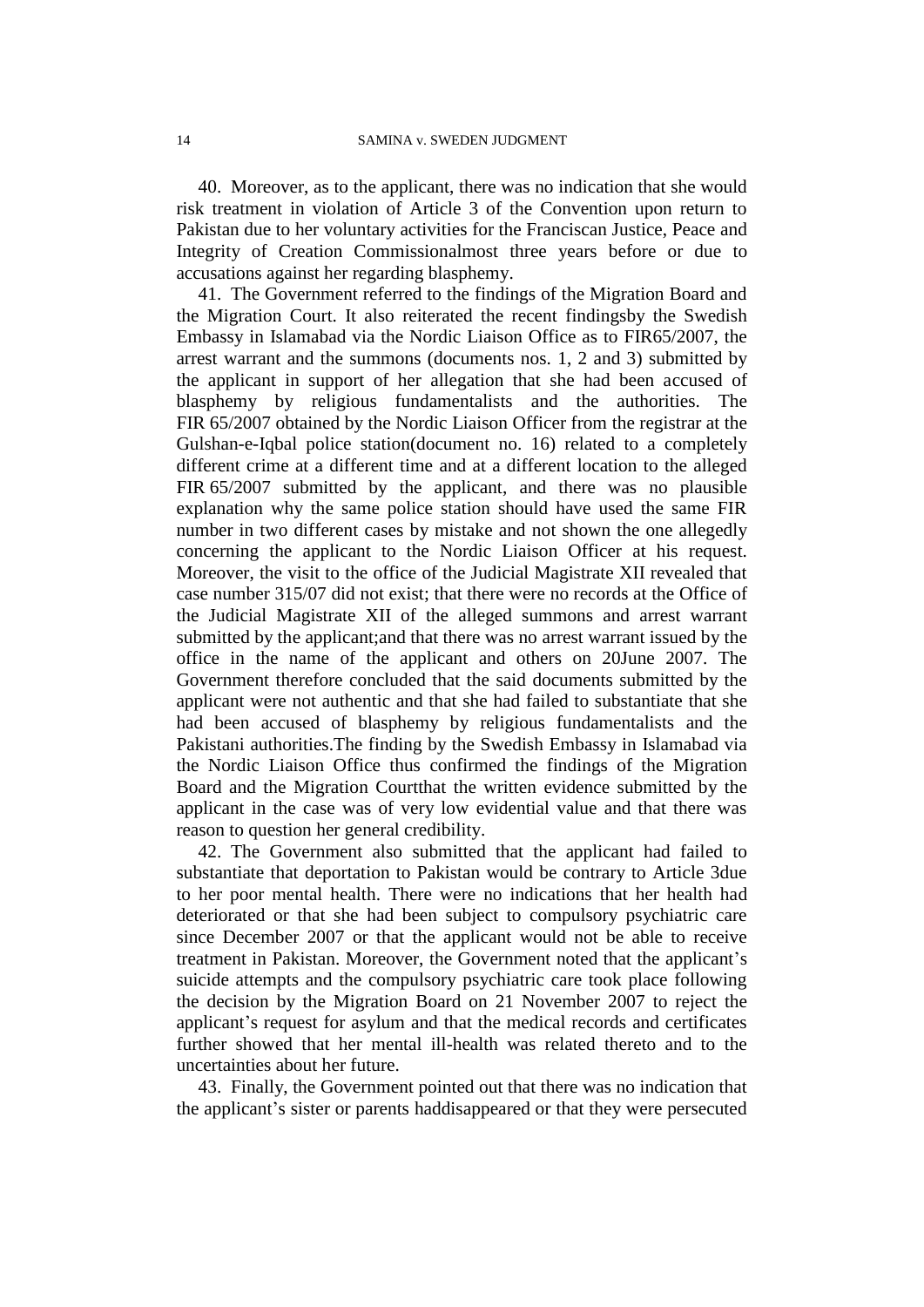40. Moreover, as to the applicant, there was no indication that she would risk treatment in violation of Article 3 of the Convention upon return to Pakistan due to her voluntary activities for the Franciscan Justice, Peace and Integrity of Creation Commissionalmost three years before or due to accusations against her regarding blasphemy.

41. The Government referred to the findings of the Migration Board and the Migration Court. It also reiterated the recent findingsby the Swedish Embassy in Islamabad via the Nordic Liaison Office as to FIR65/2007, the arrest warrant and the summons (documents nos. 1, 2 and 3) submitted by the applicant in support of her allegation that she had been accused of blasphemy by religious fundamentalists and the authorities. The FIR 65/2007 obtained by the Nordic Liaison Officer from the registrar at the Gulshan-e-Iqbal police station(document no. 16) related to a completely different crime at a different time and at a different location to the alleged FIR 65/2007 submitted by the applicant, and there was no plausible explanation why the same police station should have used the same FIR number in two different cases by mistake and not shown the one allegedly concerning the applicant to the Nordic Liaison Officer at his request. Moreover, the visit to the office of the Judicial Magistrate XII revealed that case number 315/07 did not exist; that there were no records at the Office of the Judicial Magistrate XII of the alleged summons and arrest warrant submitted by the applicant;and that there was no arrest warrant issued by the office in the name of the applicant and others on 20June 2007. The Government therefore concluded that the said documents submitted by the applicant were not authentic and that she had failed to substantiate that she had been accused of blasphemy by religious fundamentalists and the Pakistani authorities.The finding by the Swedish Embassy in Islamabad via the Nordic Liaison Office thus confirmed the findings of the Migration Board and the Migration Courtthat the written evidence submitted by the applicant in the case was of very low evidential value and that there was reason to question her general credibility.

42. The Government also submitted that the applicant had failed to substantiate that deportation to Pakistan would be contrary to Article 3due to her poor mental health. There were no indications that her health had deteriorated or that she had been subject to compulsory psychiatric care since December 2007 or that the applicant would not be able to receive treatment in Pakistan. Moreover, the Government noted that the applicant's suicide attempts and the compulsory psychiatric care took place following the decision by the Migration Board on 21 November 2007 to reject the applicant's request for asylum and that the medical records and certificates further showed that her mental ill-health was related thereto and to the uncertainties about her future.

43. Finally, the Government pointed out that there was no indication that the applicant's sister or parents haddisappeared or that they were persecuted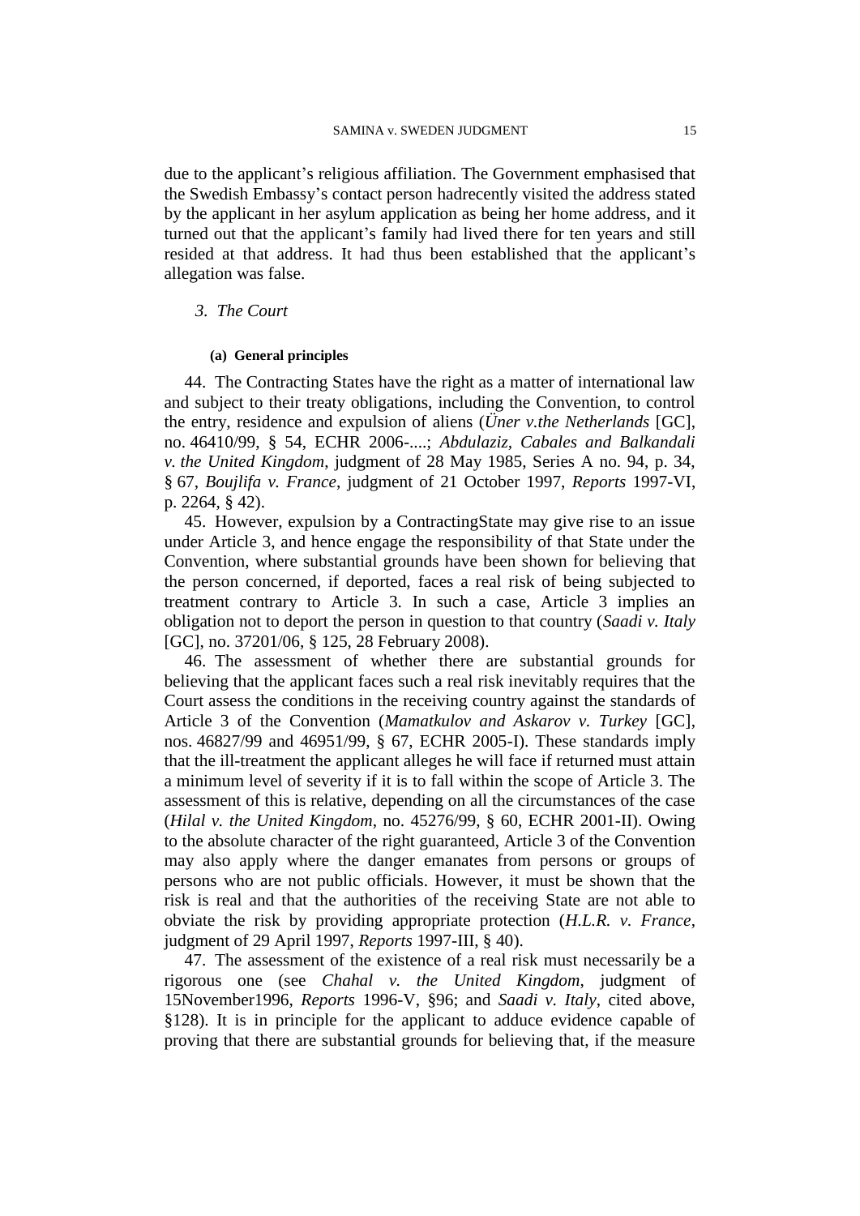due to the applicant's religious affiliation. The Government emphasised that the Swedish Embassy's contact person hadrecently visited the address stated by the applicant in her asylum application as being her home address, and it turned out that the applicant's family had lived there for ten years and still resided at that address. It had thus been established that the applicant's allegation was false.

### *3. The Court*

#### (a) General principles

44. The Contracting States have the right as a matter of international law and subject to their treaty obligations, including the Convention, to control the entry, residence and expulsion of aliens (*Üner v.the Netherlands* [GC], no. 46410/99, § 54, ECHR 2006-....; *Abdulaziz, Cabales and Balkandali v. the United Kingdom*, judgment of 28 May 1985, Series A no. 94, p. 34, § 67, *Boujlifa v. France*, judgment of 21 October 1997, *Reports* 1997-VI, p. 2264, § 42).

45. However, expulsion by a ContractingState may give rise to an issue under Article 3, and hence engage the responsibility of that State under the Convention, where substantial grounds have been shown for believing that the person concerned, if deported, faces a real risk of being subjected to treatment contrary to Article 3. In such a case, Article 3 implies an obligation not to deport the person in question to that country (*Saadi v. Italy* [GC], no. 37201/06, § 125, 28 February 2008).

46. The assessment of whether there are substantial grounds for believing that the applicant faces such a real risk inevitably requires that the Court assess the conditions in the receiving country against the standards of Article 3 of the Convention (*Mamatkulov and Askarov v. Turkey* [GC], nos. 46827/99 and 46951/99, § 67, ECHR 2005-I). These standards imply that the ill-treatment the applicant alleges he will face if returned must attain a minimum level of severity if it is to fall within the scope of Article 3. The assessment of this is relative, depending on all the circumstances of the case (*Hilal v. the United Kingdom*, no. 45276/99, § 60, ECHR 2001-II). Owing to the absolute character of the right guaranteed, Article 3 of the Convention may also apply where the danger emanates from persons or groups of persons who are not public officials. However, it must be shown that the risk is real and that the authorities of the receiving State are not able to obviate the risk by providing appropriate protection (*H.L.R. v. France*, judgment of 29 April 1997, *Reports* 1997-III, § 40).

47. The assessment of the existence of a real risk must necessarily be a rigorous one (see *Chahal v. the United Kingdom*, judgment of 15November1996, *Reports* 1996-V, §96; and *Saadi v. Italy*, cited above, §128). It is in principle for the applicant to adduce evidence capable of proving that there are substantial grounds for believing that, if the measure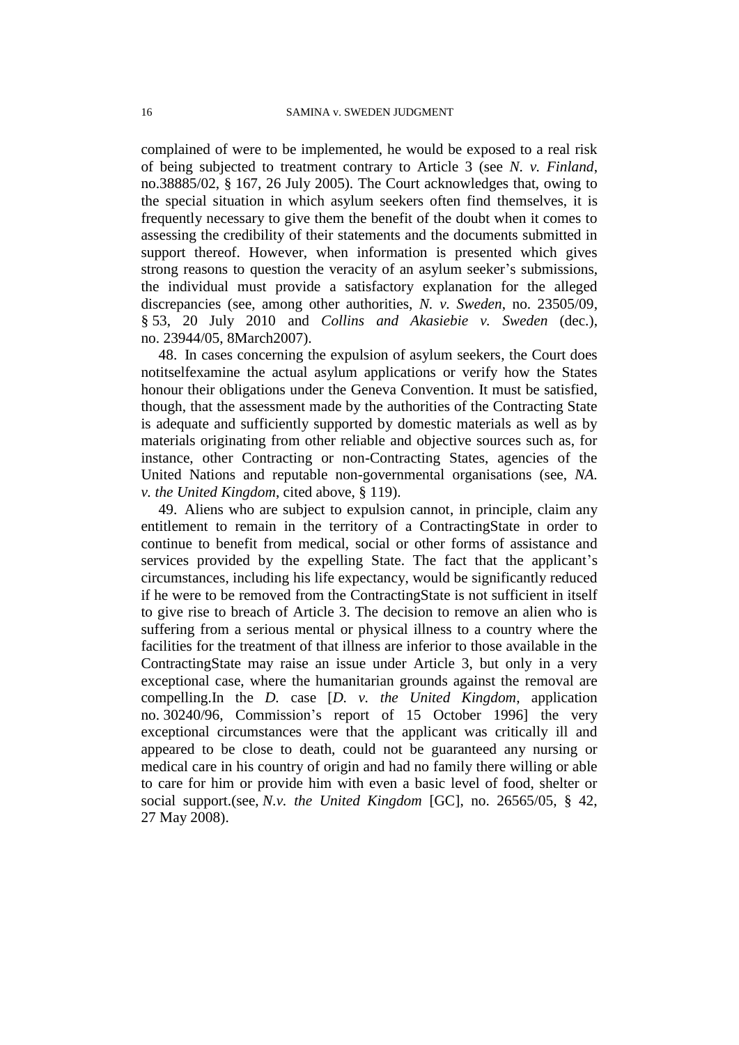complained of were to be implemented, he would be exposed to a real risk of being subjected to treatment contrary to Article 3 (see *N. v. Finland*, no.38885/02, § 167, 26 July 2005). The Court acknowledges that, owing to the special situation in which asylum seekers often find themselves, it is frequently necessary to give them the benefit of the doubt when it comes to assessing the credibility of their statements and the documents submitted in support thereof. However, when information is presented which gives strong reasons to question the veracity of an asylum seeker's submissions, the individual must provide a satisfactory explanation for the alleged discrepancies (see, among other authorities, *N. v. Sweden*, no. 23505/09, § 53, 20 July 2010 and *Collins and Akasiebie v. Sweden* (dec.), no. 23944/05, 8March2007).

48. In cases concerning the expulsion of asylum seekers, the Court does notitselfexamine the actual asylum applications or verify how the States honour their obligations under the Geneva Convention. It must be satisfied, though, that the assessment made by the authorities of the Contracting State is adequate and sufficiently supported by domestic materials as well as by materials originating from other reliable and objective sources such as, for instance, other Contracting or non-Contracting States, agencies of the United Nations and reputable non-governmental organisations (see, *NA. v. the United Kingdom*, cited above, § 119).

49. Aliens who are subject to expulsion cannot, in principle, claim any entitlement to remain in the territory of a ContractingState in order to continue to benefit from medical, social or other forms of assistance and services provided by the expelling State. The fact that the applicant's circumstances, including his life expectancy, would be significantly reduced if he were to be removed from the ContractingState is not sufficient in itself to give rise to breach of Article 3. The decision to remove an alien who is suffering from a serious mental or physical illness to a country where the facilities for the treatment of that illness are inferior to those available in the ContractingState may raise an issue under Article 3, but only in a very exceptional case, where the humanitarian grounds against the removal are compelling.In the *D.* case [*D. v. the United Kingdom*, application no. 30240/96, Commission's report of 15 October 1996] the very exceptional circumstances were that the applicant was critically ill and appeared to be close to death, could not be guaranteed any nursing or medical care in his country of origin and had no family there willing or able to care for him or provide him with even a basic level of food, shelter or social support.(see, *N.v. the United Kingdom* [GC], no. 26565/05, § 42, 27 May 2008).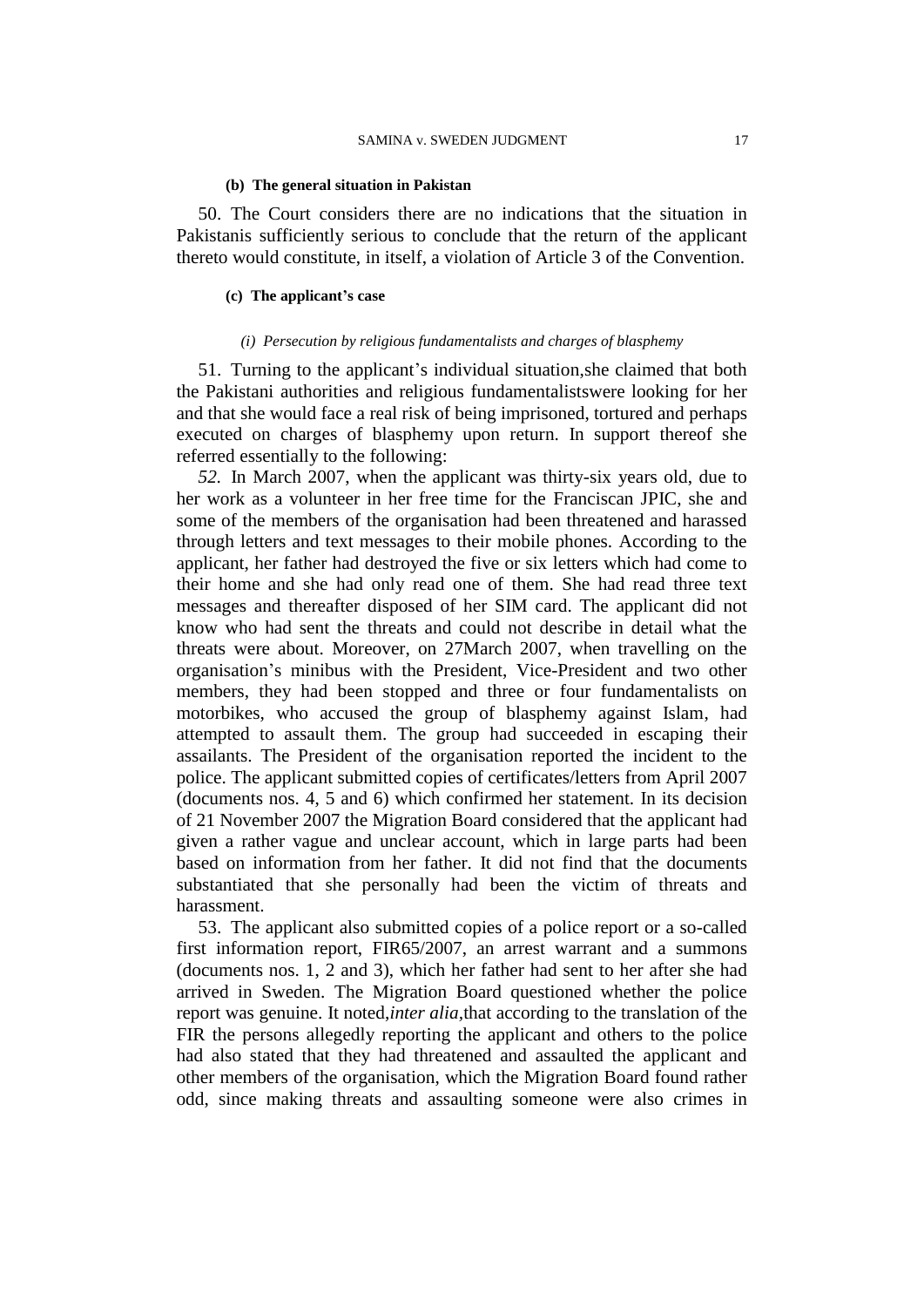#### (b) The general situation in Pakistan

50. The Court considers there are no indications that the situation in Pakistanis sufficiently serious to conclude that the return of the applicant thereto would constitute, in itself, a violation of Article 3 of the Convention.

#### (c) The applicant's case

##### *(i) Persecution by religious fundamentalists and charges of blasphemy*

51. Turning to the applicant's individual situation,she claimed that both the Pakistani authorities and religious fundamentalistswere looking for her and that she would face a real risk of being imprisoned, tortured and perhaps executed on charges of blasphemy upon return. In support thereof she referred essentially to the following:

*52.* In March 2007, when the applicant was thirty-six years old, due to her work as a volunteer in her free time for the Franciscan JPIC, she and some of the members of the organisation had been threatened and harassed through letters and text messages to their mobile phones. According to the applicant, her father had destroyed the five or six letters which had come to their home and she had only read one of them. She had read three text messages and thereafter disposed of her SIM card. The applicant did not know who had sent the threats and could not describe in detail what the threats were about. Moreover, on 27March 2007, when travelling on the organisation's minibus with the President, Vice-President and two other members, they had been stopped and three or four fundamentalists on motorbikes, who accused the group of blasphemy against Islam, had attempted to assault them. The group had succeeded in escaping their assailants. The President of the organisation reported the incident to the police. The applicant submitted copies of certificates/letters from April 2007 (documents nos. 4, 5 and 6) which confirmed her statement. In its decision of 21 November 2007 the Migration Board considered that the applicant had given a rather vague and unclear account, which in large parts had been based on information from her father. It did not find that the documents substantiated that she personally had been the victim of threats and harassment.

53. The applicant also submitted copies of a police report or a so-called first information report, FIR65/2007, an arrest warrant and a summons (documents nos. 1, 2 and 3), which her father had sent to her after she had arrived in Sweden. The Migration Board questioned whether the police report was genuine. It noted,*inter alia*,that according to the translation of the FIR the persons allegedly reporting the applicant and others to the police had also stated that they had threatened and assaulted the applicant and other members of the organisation, which the Migration Board found rather odd, since making threats and assaulting someone were also crimes in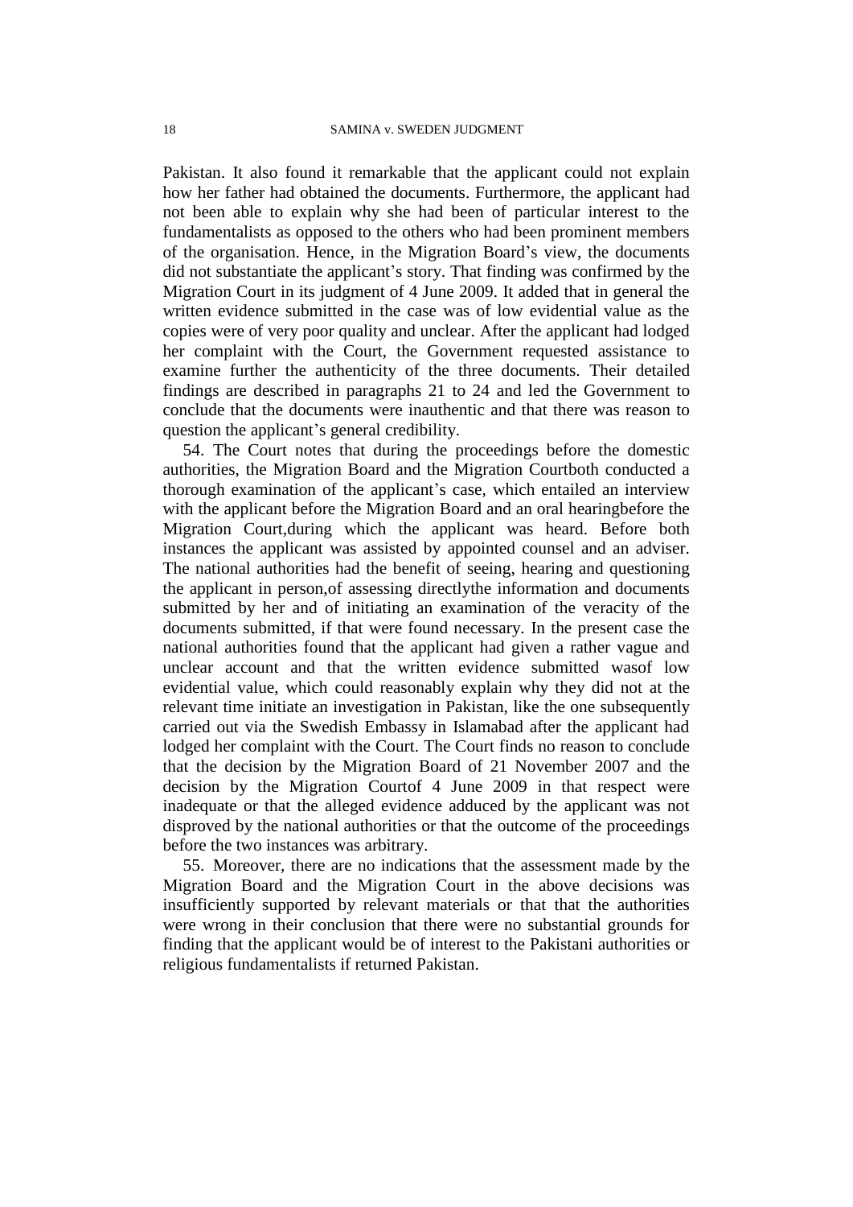Pakistan. It also found it remarkable that the applicant could not explain how her father had obtained the documents. Furthermore, the applicant had not been able to explain why she had been of particular interest to the fundamentalists as opposed to the others who had been prominent members of the organisation. Hence, in the Migration Board's view, the documents did not substantiate the applicant's story. That finding was confirmed by the Migration Court in its judgment of 4 June 2009. It added that in general the written evidence submitted in the case was of low evidential value as the copies were of very poor quality and unclear. After the applicant had lodged her complaint with the Court, the Government requested assistance to examine further the authenticity of the three documents. Their detailed findings are described in paragraphs 21 to 24 and led the Government to conclude that the documents were inauthentic and that there was reason to question the applicant's general credibility.

54. The Court notes that during the proceedings before the domestic authorities, the Migration Board and the Migration Courtboth conducted a thorough examination of the applicant's case, which entailed an interview with the applicant before the Migration Board and an oral hearingbefore the Migration Court,during which the applicant was heard. Before both instances the applicant was assisted by appointed counsel and an adviser. The national authorities had the benefit of seeing, hearing and questioning the applicant in person,of assessing directlythe information and documents submitted by her and of initiating an examination of the veracity of the documents submitted, if that were found necessary. In the present case the national authorities found that the applicant had given a rather vague and unclear account and that the written evidence submitted wasof low evidential value, which could reasonably explain why they did not at the relevant time initiate an investigation in Pakistan, like the one subsequently carried out via the Swedish Embassy in Islamabad after the applicant had lodged her complaint with the Court. The Court finds no reason to conclude that the decision by the Migration Board of 21 November 2007 and the decision by the Migration Courtof 4 June 2009 in that respect were inadequate or that the alleged evidence adduced by the applicant was not disproved by the national authorities or that the outcome of the proceedings before the two instances was arbitrary.

55. Moreover, there are no indications that the assessment made by the Migration Board and the Migration Court in the above decisions was insufficiently supported by relevant materials or that that the authorities were wrong in their conclusion that there were no substantial grounds for finding that the applicant would be of interest to the Pakistani authorities or religious fundamentalists if returned Pakistan.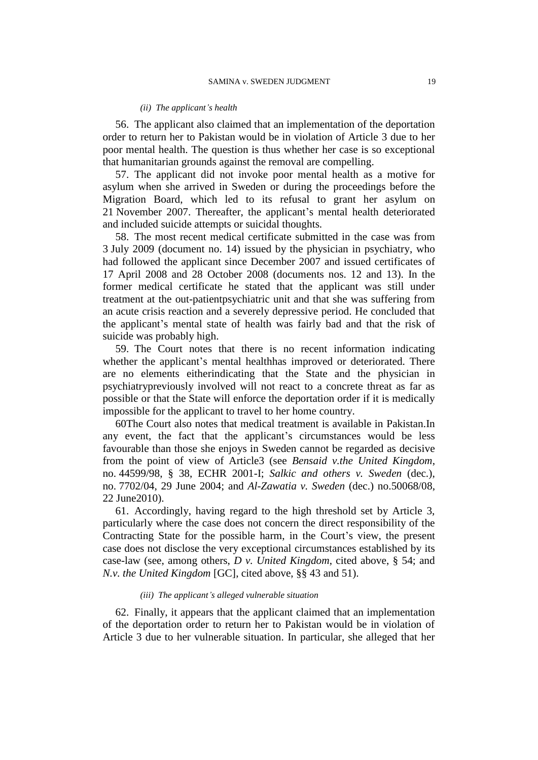*(ii) The applicant's health*

56. The applicant also claimed that an implementation of the deportation order to return her to Pakistan would be in violation of Article 3 due to her poor mental health. The question is thus whether her case is so exceptional that humanitarian grounds against the removal are compelling.

57. The applicant did not invoke poor mental health as a motive for asylum when she arrived in Sweden or during the proceedings before the Migration Board, which led to its refusal to grant her asylum on 21 November 2007. Thereafter, the applicant's mental health deteriorated and included suicide attempts or suicidal thoughts.

58. The most recent medical certificate submitted in the case was from 3 July 2009 (document no. 14) issued by the physician in psychiatry, who had followed the applicant since December 2007 and issued certificates of 17 April 2008 and 28 October 2008 (documents nos. 12 and 13). In the former medical certificate he stated that the applicant was still under treatment at the out-patientpsychiatric unit and that she was suffering from an acute crisis reaction and a severely depressive period. He concluded that the applicant's mental state of health was fairly bad and that the risk of suicide was probably high.

59. The Court notes that there is no recent information indicating whether the applicant's mental healthhas improved or deteriorated. There are no elements eitherindicating that the State and the physician in psychiatrypreviously involved will not react to a concrete threat as far as possible or that the State will enforce the deportation order if it is medically impossible for the applicant to travel to her home country.

60The Court also notes that medical treatment is available in Pakistan.In any event, the fact that the applicant's circumstances would be less favourable than those she enjoys in Sweden cannot be regarded as decisive from the point of view of Article3 (see *Bensaid v.the United Kingdom*, no. 44599/98, § 38, ECHR 2001-I; *Salkic and others v. Sweden* (dec.), no. 7702/04, 29 June 2004; and *Al-Zawatia v. Sweden* (dec.) no.50068/08, 22 June2010).

61. Accordingly, having regard to the high threshold set by Article 3, particularly where the case does not concern the direct responsibility of the Contracting State for the possible harm, in the Court's view, the present case does not disclose the very exceptional circumstances established by its case-law (see, among others, *D v. United Kingdom*, cited above, § 54; and *N.v. the United Kingdom* [GC], cited above, §§ 43 and 51).

*(iii) The applicant's alleged vulnerable situation*

62. Finally, it appears that the applicant claimed that an implementation of the deportation order to return her to Pakistan would be in violation of Article 3 due to her vulnerable situation. In particular, she alleged that her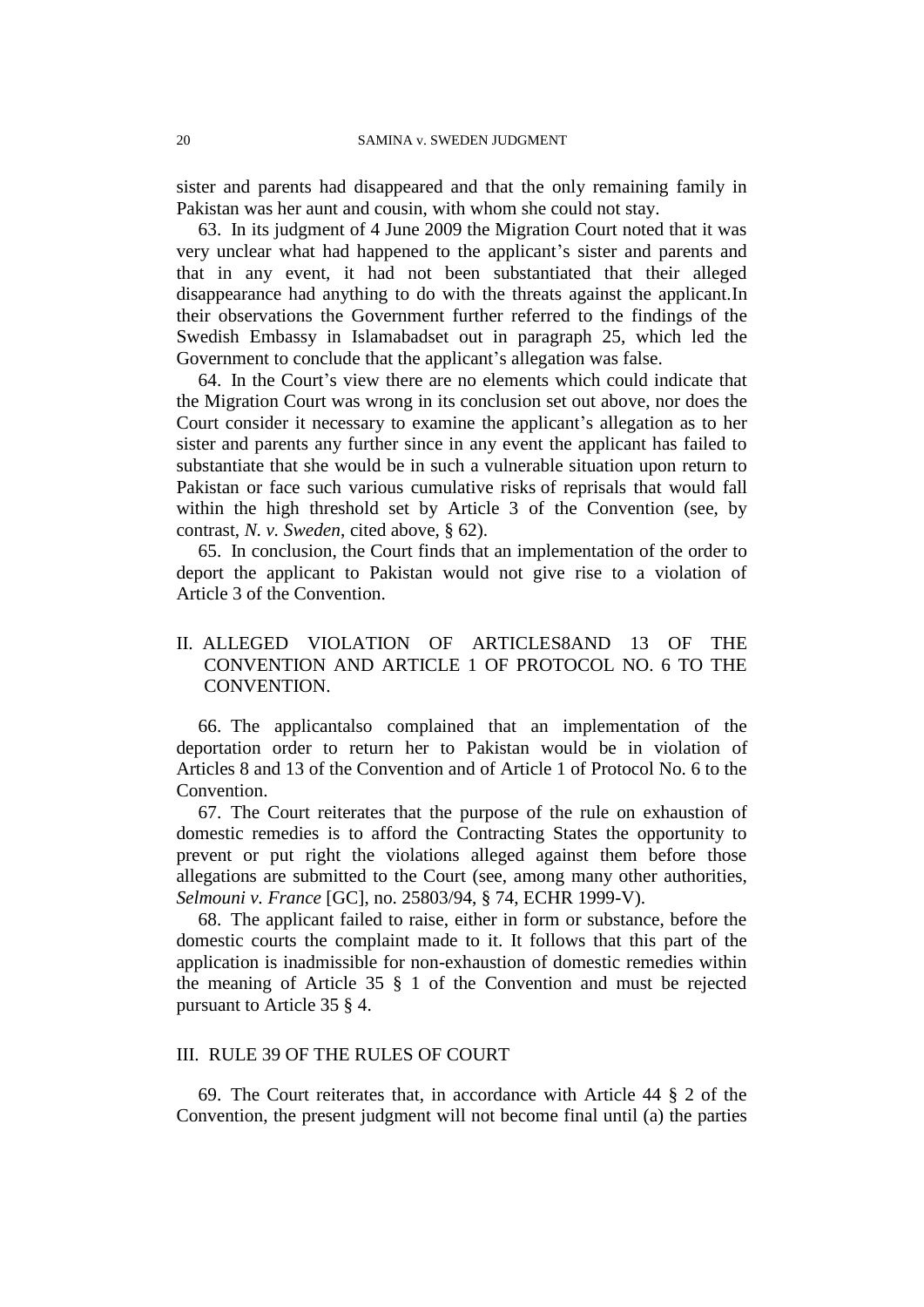sister and parents had disappeared and that the only remaining family in Pakistan was her aunt and cousin, with whom she could not stay.

63. In its judgment of 4 June 2009 the Migration Court noted that it was very unclear what had happened to the applicant's sister and parents and that in any event, it had not been substantiated that their alleged disappearance had anything to do with the threats against the applicant.In their observations the Government further referred to the findings of the Swedish Embassy in Islamabadset out in paragraph 25, which led the Government to conclude that the applicant's allegation was false.

64. In the Court's view there are no elements which could indicate that the Migration Court was wrong in its conclusion set out above, nor does the Court consider it necessary to examine the applicant's allegation as to her sister and parents any further since in any event the applicant has failed to substantiate that she would be in such a vulnerable situation upon return to Pakistan or face such various cumulative risks of reprisals that would fall within the high threshold set by Article 3 of the Convention (see, by contrast, *N. v. Sweden*, cited above, § 62).

65. In conclusion, the Court finds that an implementation of the order to deport the applicant to Pakistan would not give rise to a violation of Article 3 of the Convention.

## II. ALLEGED VIOLATION OF ARTICLES8AND 13 OF THE CONVENTION AND ARTICLE 1 OF PROTOCOL NO. 6 TO THE CONVENTION.

66. The applicantalso complained that an implementation of the deportation order to return her to Pakistan would be in violation of Articles 8 and 13 of the Convention and of Article 1 of Protocol No. 6 to the Convention.

67. The Court reiterates that the purpose of the rule on exhaustion of domestic remedies is to afford the Contracting States the opportunity to prevent or put right the violations alleged against them before those allegations are submitted to the Court (see, among many other authorities, *Selmouni v. France* [GC], no. 25803/94, § 74, ECHR 1999-V).

68. The applicant failed to raise, either in form or substance, before the domestic courts the complaint made to it. It follows that this part of the application is inadmissible for non-exhaustion of domestic remedies within the meaning of Article 35 § 1 of the Convention and must be rejected pursuant to Article 35 § 4.

## III. RULE 39 OF THE RULES OF COURT

69. The Court reiterates that, in accordance with Article 44 § 2 of the Convention, the present judgment will not become final until (a) the parties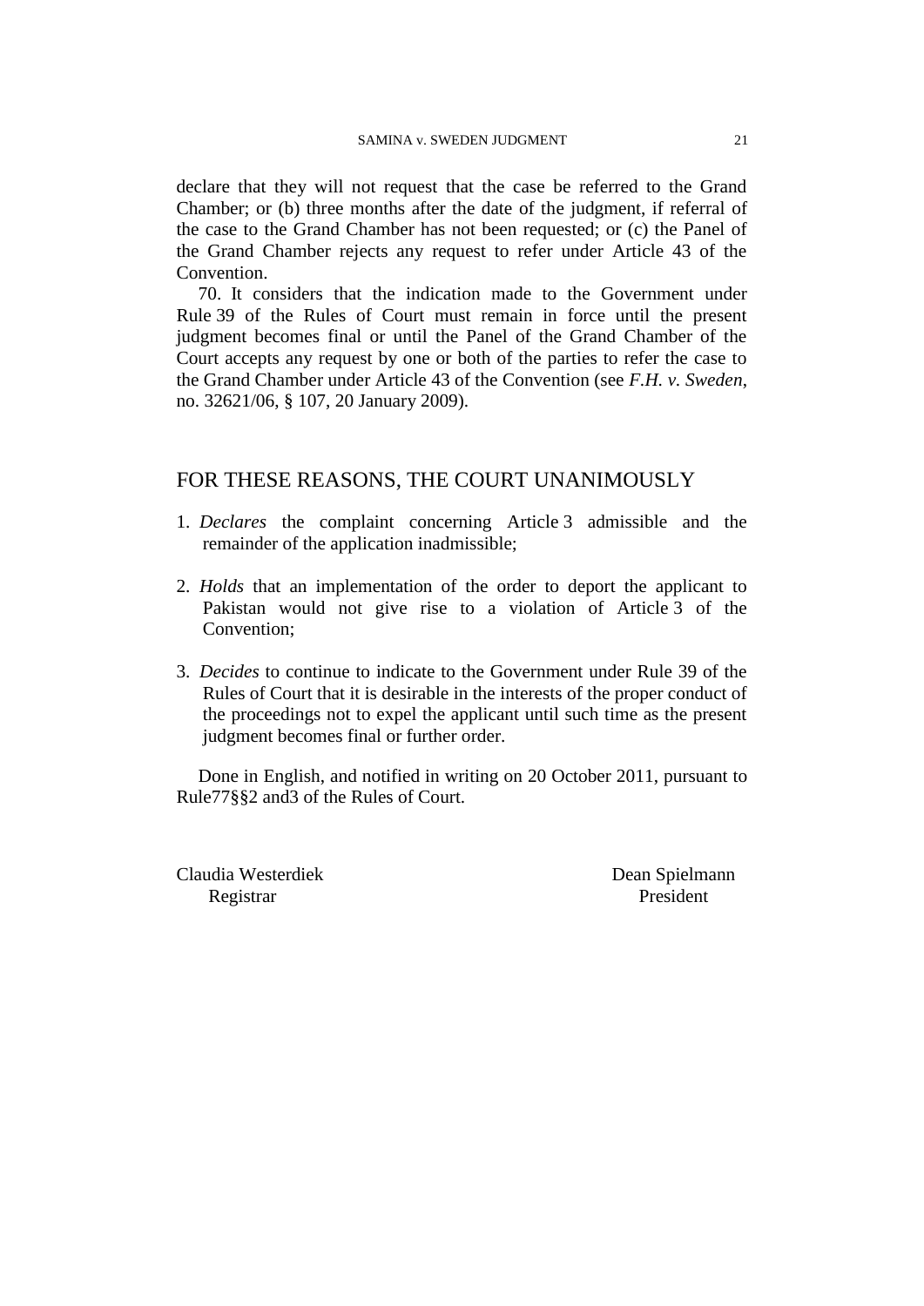declare that they will not request that the case be referred to the Grand Chamber; or (b) three months after the date of the judgment, if referral of the case to the Grand Chamber has not been requested; or (c) the Panel of the Grand Chamber rejects any request to refer under Article 43 of the Convention.

70. It considers that the indication made to the Government under Rule 39 of the Rules of Court must remain in force until the present judgment becomes final or until the Panel of the Grand Chamber of the Court accepts any request by one or both of the parties to refer the case to the Grand Chamber under Article 43 of the Convention (see *F.H. v. Sweden*, no. 32621/06, § 107, 20 January 2009).

## FOR THESE REASONS, THE COURT UNANIMOUSLY

1. *Declares* the complaint concerning Article 3 admissible and the remainder of the application inadmissible;

2. *Holds* that an implementation of the order to deport the applicant to Pakistan would not give rise to a violation of Article 3 of the Convention;

3. *Decides* to continue to indicate to the Government under Rule 39 of the Rules of Court that it is desirable in the interests of the proper conduct of the proceedings not to expel the applicant until such time as the present judgment becomes final or further order.

Done in English, and notified in writing on 20 October 2011, pursuant to Rule77§§2 and3 of the Rules of Court.

Claudia Westerdiek
Registrar

Dean Spielmann
President